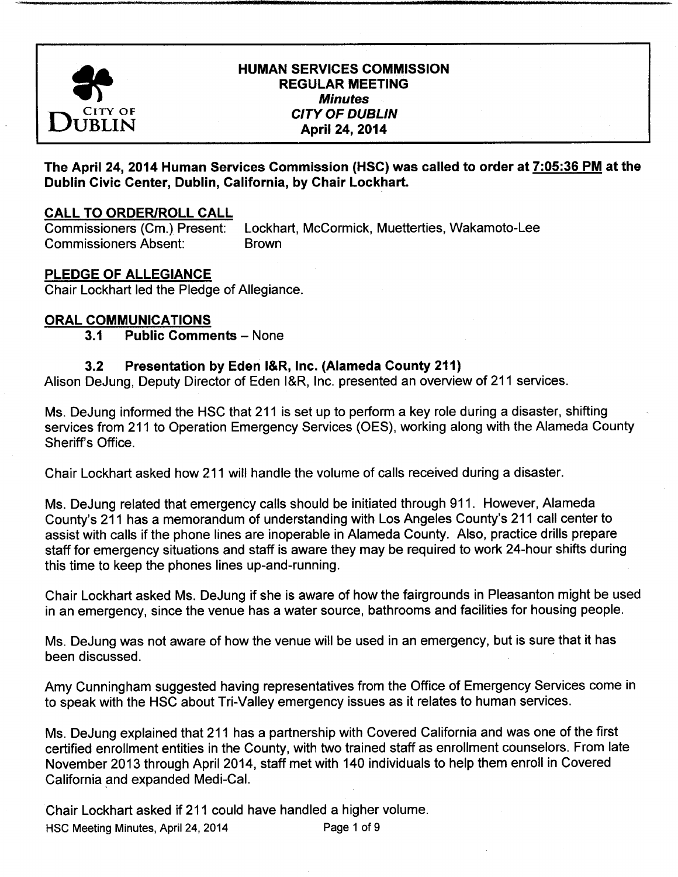# HUMAN SERVICES COMMISSION
## REGULAR MEETING
### *Minutes*
### *CITY OF DUBLIN*
### April 24, 2014

**The April 24, 2014 Human Services Commission (HSC) was called to order at 7:05:36 PM at the Dublin Civic Center, Dublin, California, by Chair Lockhart.**

## CALL TO ORDER/ROLL CALL

Commissioners (Cm.) Present: Lockhart, McCormick, Muetterties, Wakamoto-Lee
Commissioners Absent: Brown

## PLEDGE OF ALLEGIANCE

Chair Lockhart led the Pledge of Allegiance.

## ORAL COMMUNICATIONS

**3.1 Public Comments** – None

**3.2 Presentation by Eden I&R, Inc. (Alameda County 211)**

Alison DeJung, Deputy Director of Eden I&R, Inc. presented an overview of 211 services.

Ms. DeJung informed the HSC that 211 is set up to perform a key role during a disaster, shifting services from 211 to Operation Emergency Services (OES), working along with the Alameda County Sheriff's Office.

Chair Lockhart asked how 211 will handle the volume of calls received during a disaster.

Ms. DeJung related that emergency calls should be initiated through 911. However, Alameda County's 211 has a memorandum of understanding with Los Angeles County's 211 call center to assist with calls if the phone lines are inoperable in Alameda County. Also, practice drills prepare staff for emergency situations and staff is aware they may be required to work 24-hour shifts during this time to keep the phones lines up-and-running.

Chair Lockhart asked Ms. DeJung if she is aware of how the fairgrounds in Pleasanton might be used in an emergency, since the venue has a water source, bathrooms and facilities for housing people.

Ms. DeJung was not aware of how the venue will be used in an emergency, but is sure that it has been discussed.

Amy Cunningham suggested having representatives from the Office of Emergency Services come in to speak with the HSC about Tri-Valley emergency issues as it relates to human services.

Ms. DeJung explained that 211 has a partnership with Covered California and was one of the first certified enrollment entities in the County, with two trained staff as enrollment counselors. From late November 2013 through April 2014, staff met with 140 individuals to help them enroll in Covered California and expanded Medi-Cal.

Chair Lockhart asked if 211 could have handled a higher volume.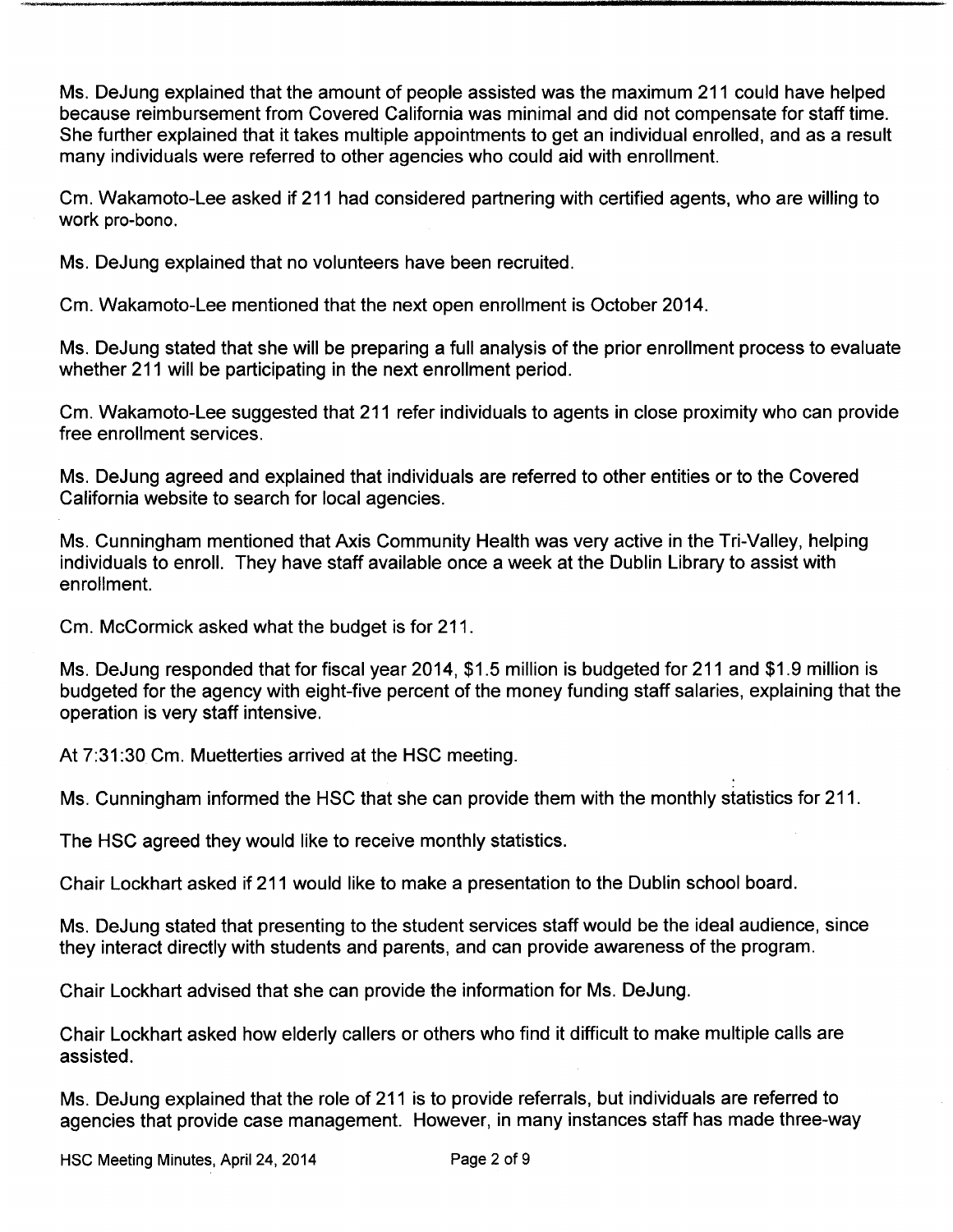Ms. DeJung explained that the amount of people assisted was the maximum 211 could have helped because reimbursement from Covered California was minimal and did not compensate for staff time. She further explained that it takes multiple appointments to get an individual enrolled, and as a result many individuals were referred to other agencies who could aid with enrollment.

Cm. Wakamoto-Lee asked if 211 had considered partnering with certified agents, who are willing to work pro-bono.

Ms. DeJung explained that no volunteers have been recruited.

Cm. Wakamoto-Lee mentioned that the next open enrollment is October 2014.

Ms. DeJung stated that she will be preparing a full analysis of the prior enrollment process to evaluate whether 211 will be participating in the next enrollment period.

Cm. Wakamoto-Lee suggested that 211 refer individuals to agents in close proximity who can provide free enrollment services.

Ms. DeJung agreed and explained that individuals are referred to other entities or to the Covered California website to search for local agencies.

Ms. Cunningham mentioned that Axis Community Health was very active in the Tri-Valley, helping individuals to enroll. They have staff available once a week at the Dublin Library to assist with enrollment.

Cm. McCormick asked what the budget is for 211.

Ms. DeJung responded that for fiscal year 2014, $1.5 million is budgeted for 211 and $1.9 million is budgeted for the agency with eight-five percent of the money funding staff salaries, explaining that the operation is very staff intensive.

At 7:31:30 Cm. Muetterties arrived at the HSC meeting.

Ms. Cunningham informed the HSC that she can provide them with the monthly statistics for 211.

The HSC agreed they would like to receive monthly statistics.

Chair Lockhart asked if 211 would like to make a presentation to the Dublin school board.

Ms. DeJung stated that presenting to the student services staff would be the ideal audience, since they interact directly with students and parents, and can provide awareness of the program.

Chair Lockhart advised that she can provide the information for Ms. DeJung.

Chair Lockhart asked how elderly callers or others who find it difficult to make multiple calls are assisted.

Ms. DeJung explained that the role of 211 is to provide referrals, but individuals are referred to agencies that provide case management. However, in many instances staff has made three-way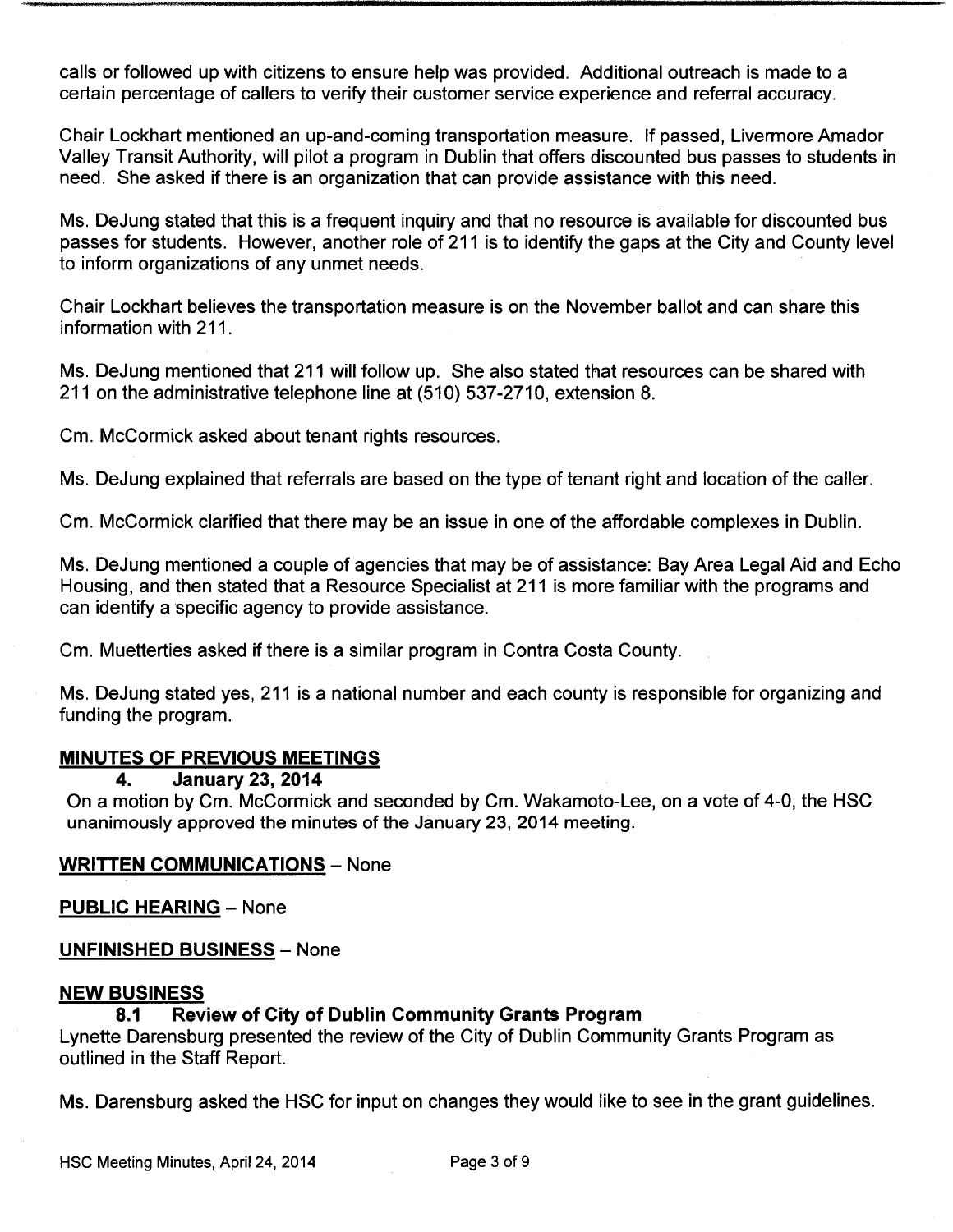calls or followed up with citizens to ensure help was provided. Additional outreach is made to a certain percentage of callers to verify their customer service experience and referral accuracy.

Chair Lockhart mentioned an up-and-coming transportation measure. If passed, Livermore Amador Valley Transit Authority, will pilot a program in Dublin that offers discounted bus passes to students in need. She asked if there is an organization that can provide assistance with this need.

Ms. DeJung stated that this is a frequent inquiry and that no resource is available for discounted bus passes for students. However, another role of 211 is to identify the gaps at the City and County level to inform organizations of any unmet needs.

Chair Lockhart believes the transportation measure is on the November ballot and can share this information with 211.

Ms. DeJung mentioned that 211 will follow up. She also stated that resources can be shared with 211 on the administrative telephone line at (510) 537-2710, extension 8.

Cm. McCormick asked about tenant rights resources.

Ms. DeJung explained that referrals are based on the type of tenant right and location of the caller.

Cm. McCormick clarified that there may be an issue in one of the affordable complexes in Dublin.

Ms. DeJung mentioned a couple of agencies that may be of assistance: Bay Area Legal Aid and Echo Housing, and then stated that a Resource Specialist at 211 is more familiar with the programs and can identify a specific agency to provide assistance.

Cm. Muetterties asked if there is a similar program in Contra Costa County.

Ms. DeJung stated yes, 211 is a national number and each county is responsible for organizing and funding the program.

## MINUTES OF PREVIOUS MEETINGS

### 4. January 23, 2014

On a motion by Cm. McCormick and seconded by Cm. Wakamoto-Lee, on a vote of 4-0, the HSC unanimously approved the minutes of the January 23, 2014 meeting.

## WRITTEN COMMUNICATIONS – None

## PUBLIC HEARING – None

## UNFINISHED BUSINESS – None

## NEW BUSINESS

### 8.1 Review of City of Dublin Community Grants Program

Lynette Darensburg presented the review of the City of Dublin Community Grants Program as outlined in the Staff Report.

Ms. Darensburg asked the HSC for input on changes they would like to see in the grant guidelines.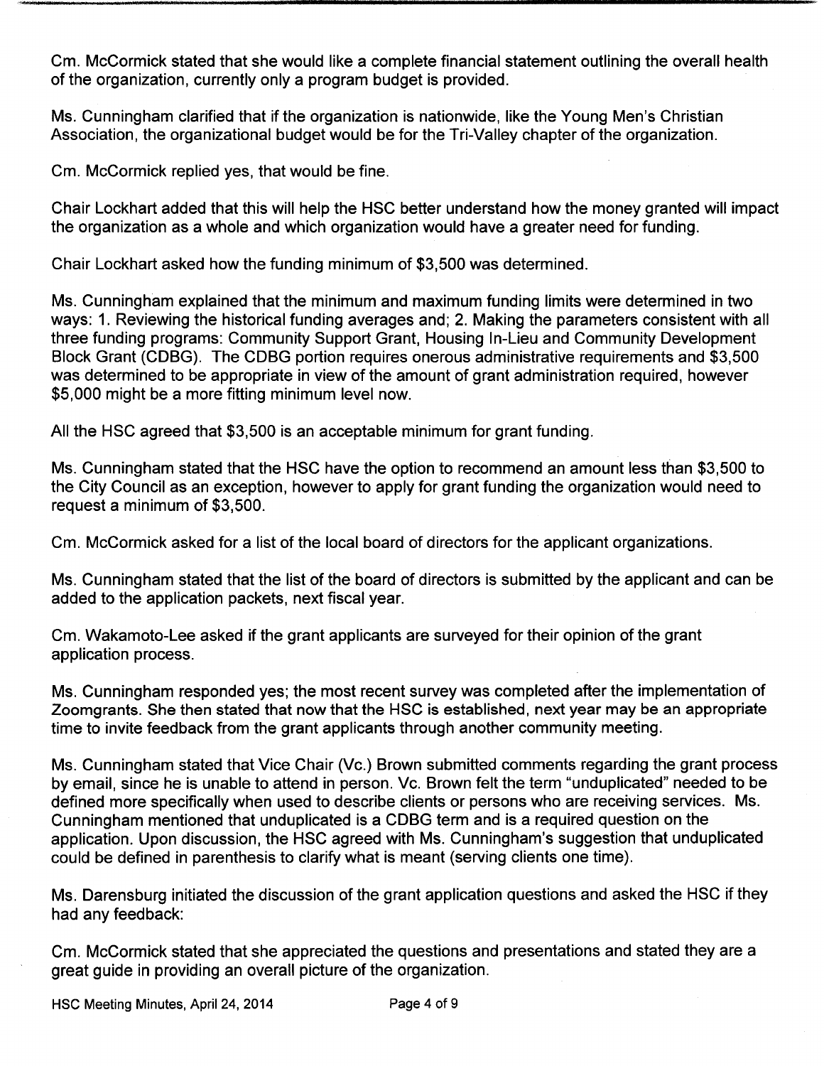Cm. McCormick stated that she would like a complete financial statement outlining the overall health of the organization, currently only a program budget is provided.

Ms. Cunningham clarified that if the organization is nationwide, like the Young Men's Christian Association, the organizational budget would be for the Tri-Valley chapter of the organization.

Cm. McCormick replied yes, that would be fine.

Chair Lockhart added that this will help the HSC better understand how the money granted will impact the organization as a whole and which organization would have a greater need for funding.

Chair Lockhart asked how the funding minimum of $3,500 was determined.

Ms. Cunningham explained that the minimum and maximum funding limits were determined in two ways: 1. Reviewing the historical funding averages and; 2. Making the parameters consistent with all three funding programs: Community Support Grant, Housing In-Lieu and Community Development Block Grant (CDBG). The CDBG portion requires onerous administrative requirements and $3,500 was determined to be appropriate in view of the amount of grant administration required, however $5,000 might be a more fitting minimum level now.

All the HSC agreed that $3,500 is an acceptable minimum for grant funding.

Ms. Cunningham stated that the HSC have the option to recommend an amount less than $3,500 to the City Council as an exception, however to apply for grant funding the organization would need to request a minimum of $3,500.

Cm. McCormick asked for a list of the local board of directors for the applicant organizations.

Ms. Cunningham stated that the list of the board of directors is submitted by the applicant and can be added to the application packets, next fiscal year.

Cm. Wakamoto-Lee asked if the grant applicants are surveyed for their opinion of the grant application process.

Ms. Cunningham responded yes; the most recent survey was completed after the implementation of Zoomgrants. She then stated that now that the HSC is established, next year may be an appropriate time to invite feedback from the grant applicants through another community meeting.

Ms. Cunningham stated that Vice Chair (Vc.) Brown submitted comments regarding the grant process by email, since he is unable to attend in person. Vc. Brown felt the term "unduplicated" needed to be defined more specifically when used to describe clients or persons who are receiving services. Ms. Cunningham mentioned that unduplicated is a CDBG term and is a required question on the application. Upon discussion, the HSC agreed with Ms. Cunningham's suggestion that unduplicated could be defined in parenthesis to clarify what is meant (serving clients one time).

Ms. Darensburg initiated the discussion of the grant application questions and asked the HSC if they had any feedback:

Cm. McCormick stated that she appreciated the questions and presentations and stated they are a great guide in providing an overall picture of the organization.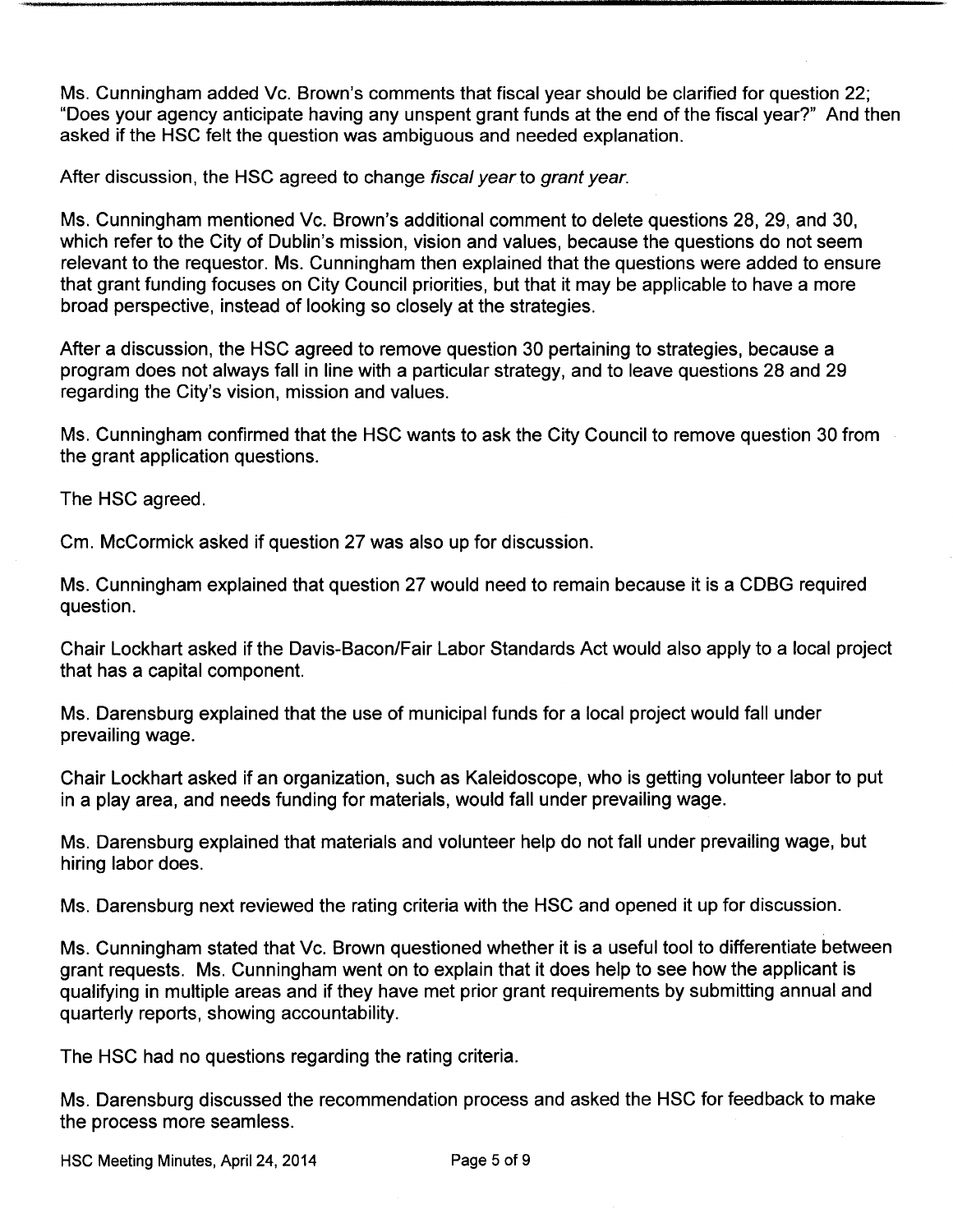Ms. Cunningham added Vc. Brown's comments that fiscal year should be clarified for question 22; "Does your agency anticipate having any unspent grant funds at the end of the fiscal year?" And then asked if the HSC felt the question was ambiguous and needed explanation.

After discussion, the HSC agreed to change *fiscal year* to *grant year*.

Ms. Cunningham mentioned Vc. Brown's additional comment to delete questions 28, 29, and 30, which refer to the City of Dublin's mission, vision and values, because the questions do not seem relevant to the requestor. Ms. Cunningham then explained that the questions were added to ensure that grant funding focuses on City Council priorities, but that it may be applicable to have a more broad perspective, instead of looking so closely at the strategies.

After a discussion, the HSC agreed to remove question 30 pertaining to strategies, because a program does not always fall in line with a particular strategy, and to leave questions 28 and 29 regarding the City's vision, mission and values.

Ms. Cunningham confirmed that the HSC wants to ask the City Council to remove question 30 from the grant application questions.

The HSC agreed.

Cm. McCormick asked if question 27 was also up for discussion.

Ms. Cunningham explained that question 27 would need to remain because it is a CDBG required question.

Chair Lockhart asked if the Davis-Bacon/Fair Labor Standards Act would also apply to a local project that has a capital component.

Ms. Darensburg explained that the use of municipal funds for a local project would fall under prevailing wage.

Chair Lockhart asked if an organization, such as Kaleidoscope, who is getting volunteer labor to put in a play area, and needs funding for materials, would fall under prevailing wage.

Ms. Darensburg explained that materials and volunteer help do not fall under prevailing wage, but hiring labor does.

Ms. Darensburg next reviewed the rating criteria with the HSC and opened it up for discussion.

Ms. Cunningham stated that Vc. Brown questioned whether it is a useful tool to differentiate between grant requests. Ms. Cunningham went on to explain that it does help to see how the applicant is qualifying in multiple areas and if they have met prior grant requirements by submitting annual and quarterly reports, showing accountability.

The HSC had no questions regarding the rating criteria.

Ms. Darensburg discussed the recommendation process and asked the HSC for feedback to make the process more seamless.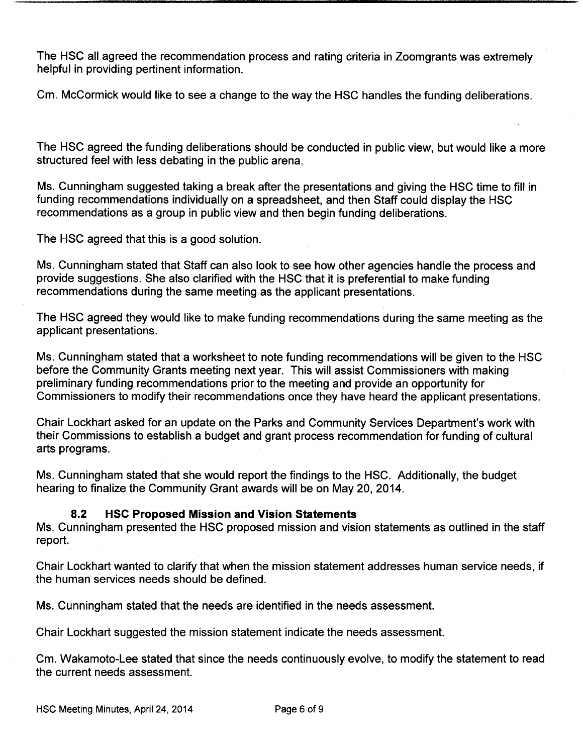The HSC all agreed the recommendation process and rating criteria in Zoomgrants was extremely helpful in providing pertinent information.

Cm. McCormick would like to see a change to the way the HSC handles the funding deliberations.

The HSC agreed the funding deliberations should be conducted in public view, but would like a more structured feel with less debating in the public arena.

Ms. Cunningham suggested taking a break after the presentations and giving the HSC time to fill in funding recommendations individually on a spreadsheet, and then Staff could display the HSC recommendations as a group in public view and then begin funding deliberations.

The HSC agreed that this is a good solution.

Ms. Cunningham stated that Staff can also look to see how other agencies handle the process and provide suggestions. She also clarified with the HSC that it is preferential to make funding recommendations during the same meeting as the applicant presentations.

The HSC agreed they would like to make funding recommendations during the same meeting as the applicant presentations.

Ms. Cunningham stated that a worksheet to note funding recommendations will be given to the HSC before the Community Grants meeting next year. This will assist Commissioners with making preliminary funding recommendations prior to the meeting and provide an opportunity for Commissioners to modify their recommendations once they have heard the applicant presentations.

Chair Lockhart asked for an update on the Parks and Community Services Department's work with their Commissions to establish a budget and grant process recommendation for funding of cultural arts programs.

Ms. Cunningham stated that she would report the findings to the HSC. Additionally, the budget hearing to finalize the Community Grant awards will be on May 20, 2014.

### 8.2 HSC Proposed Mission and Vision Statements

Ms. Cunningham presented the HSC proposed mission and vision statements as outlined in the staff report.

Chair Lockhart wanted to clarify that when the mission statement addresses human service needs, if the human services needs should be defined.

Ms. Cunningham stated that the needs are identified in the needs assessment.

Chair Lockhart suggested the mission statement indicate the needs assessment.

Cm. Wakamoto-Lee stated that since the needs continuously evolve, to modify the statement to read the current needs assessment.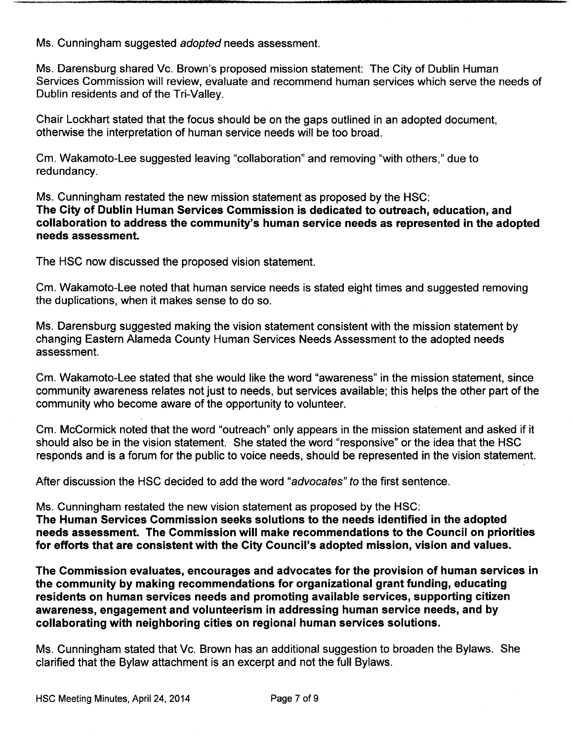Ms. Cunningham suggested *adopted* needs assessment.

Ms. Darensburg shared Vc. Brown's proposed mission statement: The City of Dublin Human Services Commission will review, evaluate and recommend human services which serve the needs of Dublin residents and of the Tri-Valley.

Chair Lockhart stated that the focus should be on the gaps outlined in an adopted document, otherwise the interpretation of human service needs will be too broad.

Cm. Wakamoto-Lee suggested leaving "collaboration" and removing "with others," due to redundancy.

Ms. Cunningham restated the new mission statement as proposed by the HSC:
**The City of Dublin Human Services Commission is dedicated to outreach, education, and collaboration to address the community's human service needs as represented in the adopted needs assessment.**

The HSC now discussed the proposed vision statement.

Cm. Wakamoto-Lee noted that human service needs is stated eight times and suggested removing the duplications, when it makes sense to do so.

Ms. Darensburg suggested making the vision statement consistent with the mission statement by changing Eastern Alameda County Human Services Needs Assessment to the adopted needs assessment.

Cm. Wakamoto-Lee stated that she would like the word "awareness" in the mission statement, since community awareness relates not just to needs, but services available; this helps the other part of the community who become aware of the opportunity to volunteer.

Cm. McCormick noted that the word "outreach" only appears in the mission statement and asked if it should also be in the vision statement. She stated the word "responsive" or the idea that the HSC responds and is a forum for the public to voice needs, should be represented in the vision statement.

After discussion the HSC decided to add the word *"advocates" to* the first sentence.

Ms. Cunningham restated the new vision statement as proposed by the HSC:
**The Human Services Commission seeks solutions to the needs identified in the adopted needs assessment. The Commission will make recommendations to the Council on priorities for efforts that are consistent with the City Council's adopted mission, vision and values.**

**The Commission evaluates, encourages and advocates for the provision of human services in the community by making recommendations for organizational grant funding, educating residents on human services needs and promoting available services, supporting citizen awareness, engagement and volunteerism in addressing human service needs, and by collaborating with neighboring cities on regional human services solutions.**

Ms. Cunningham stated that Vc. Brown has an additional suggestion to broaden the Bylaws. She clarified that the Bylaw attachment is an excerpt and not the full Bylaws.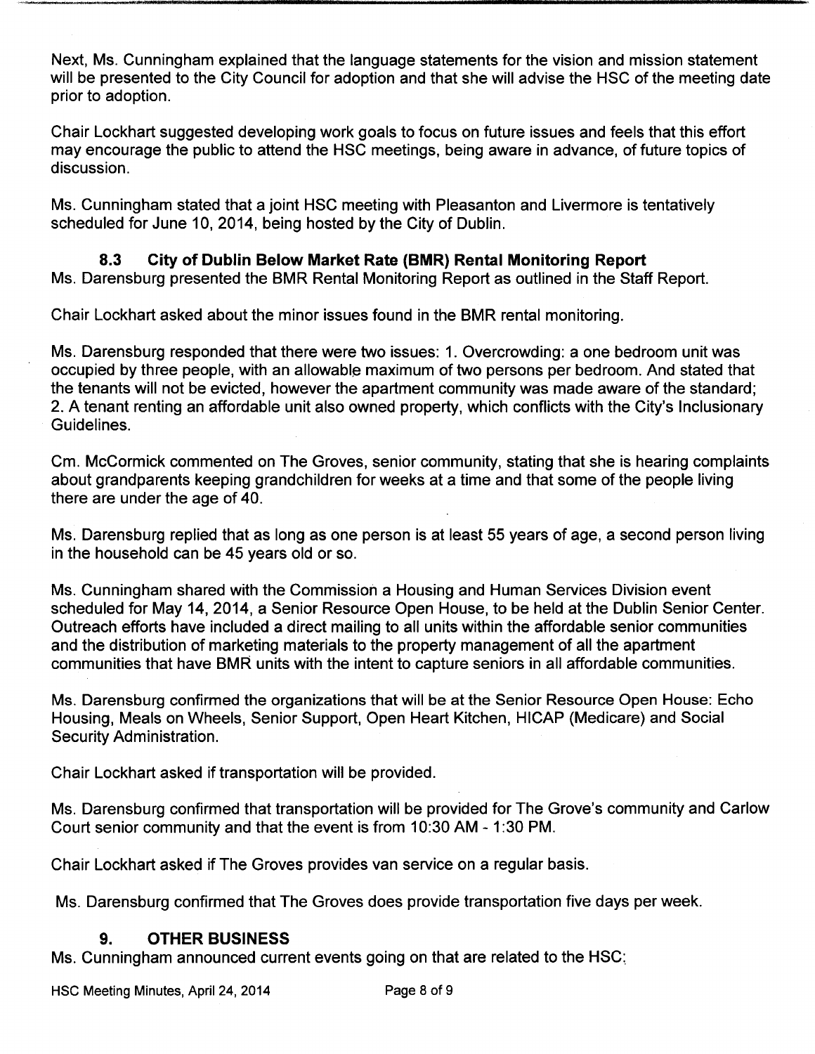Next, Ms. Cunningham explained that the language statements for the vision and mission statement will be presented to the City Council for adoption and that she will advise the HSC of the meeting date prior to adoption.

Chair Lockhart suggested developing work goals to focus on future issues and feels that this effort may encourage the public to attend the HSC meetings, being aware in advance, of future topics of discussion.

Ms. Cunningham stated that a joint HSC meeting with Pleasanton and Livermore is tentatively scheduled for June 10, 2014, being hosted by the City of Dublin.

### 8.3 City of Dublin Below Market Rate (BMR) Rental Monitoring Report

Ms. Darensburg presented the BMR Rental Monitoring Report as outlined in the Staff Report.

Chair Lockhart asked about the minor issues found in the BMR rental monitoring.

Ms. Darensburg responded that there were two issues: 1. Overcrowding: a one bedroom unit was occupied by three people, with an allowable maximum of two persons per bedroom. And stated that the tenants will not be evicted, however the apartment community was made aware of the standard; 2. A tenant renting an affordable unit also owned property, which conflicts with the City's Inclusionary Guidelines.

Cm. McCormick commented on The Groves, senior community, stating that she is hearing complaints about grandparents keeping grandchildren for weeks at a time and that some of the people living there are under the age of 40.

Ms. Darensburg replied that as long as one person is at least 55 years of age, a second person living in the household can be 45 years old or so.

Ms. Cunningham shared with the Commission a Housing and Human Services Division event scheduled for May 14, 2014, a Senior Resource Open House, to be held at the Dublin Senior Center. Outreach efforts have included a direct mailing to all units within the affordable senior communities and the distribution of marketing materials to the property management of all the apartment communities that have BMR units with the intent to capture seniors in all affordable communities.

Ms. Darensburg confirmed the organizations that will be at the Senior Resource Open House: Echo Housing, Meals on Wheels, Senior Support, Open Heart Kitchen, HICAP (Medicare) and Social Security Administration.

Chair Lockhart asked if transportation will be provided.

Ms. Darensburg confirmed that transportation will be provided for The Grove's community and Carlow Court senior community and that the event is from 10:30 AM - 1:30 PM.

Chair Lockhart asked if The Groves provides van service on a regular basis.

Ms. Darensburg confirmed that The Groves does provide transportation five days per week.

## 9. OTHER BUSINESS

Ms. Cunningham announced current events going on that are related to the HSC: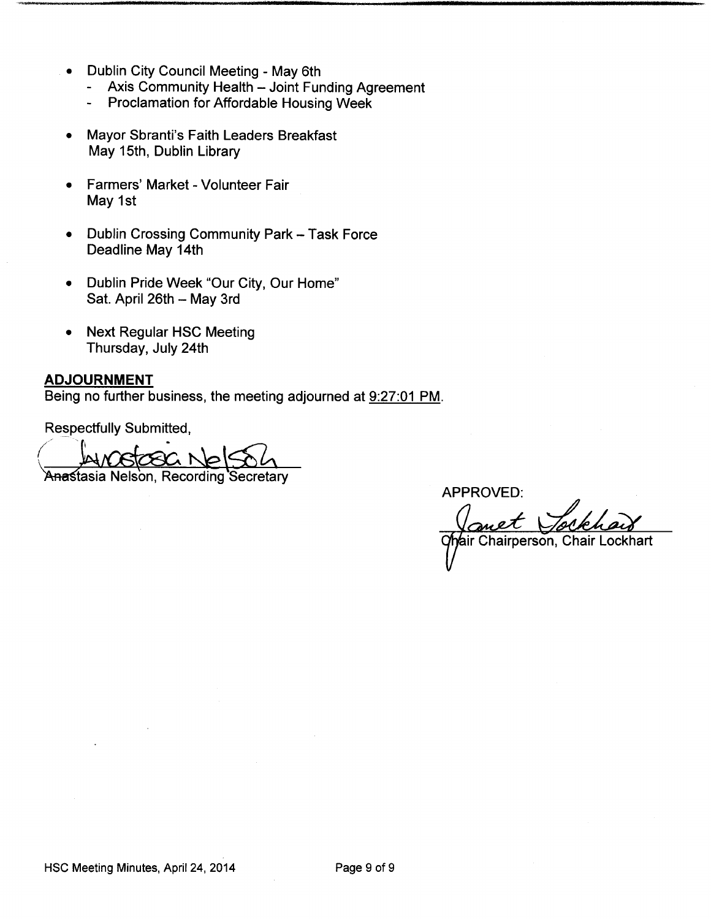- Dublin City Council Meeting - May 6th
  - Axis Community Health – Joint Funding Agreement
  - Proclamation for Affordable Housing Week
- Mayor Sbranti's Faith Leaders Breakfast
  May 15th, Dublin Library
- Farmers' Market - Volunteer Fair
  May 1st
- Dublin Crossing Community Park – Task Force
  Deadline May 14th
- Dublin Pride Week "Our City, Our Home"
  Sat. April 26th – May 3rd
- Next Regular HSC Meeting
  Thursday, July 24th

## ADJOURNMENT

Being no further business, the meeting adjourned at 9:27:01 PM.

Respectfully Submitted,

Anastasia Nelson, Recording Secretary

APPROVED:

Chair Chairperson, Chair Lockhart